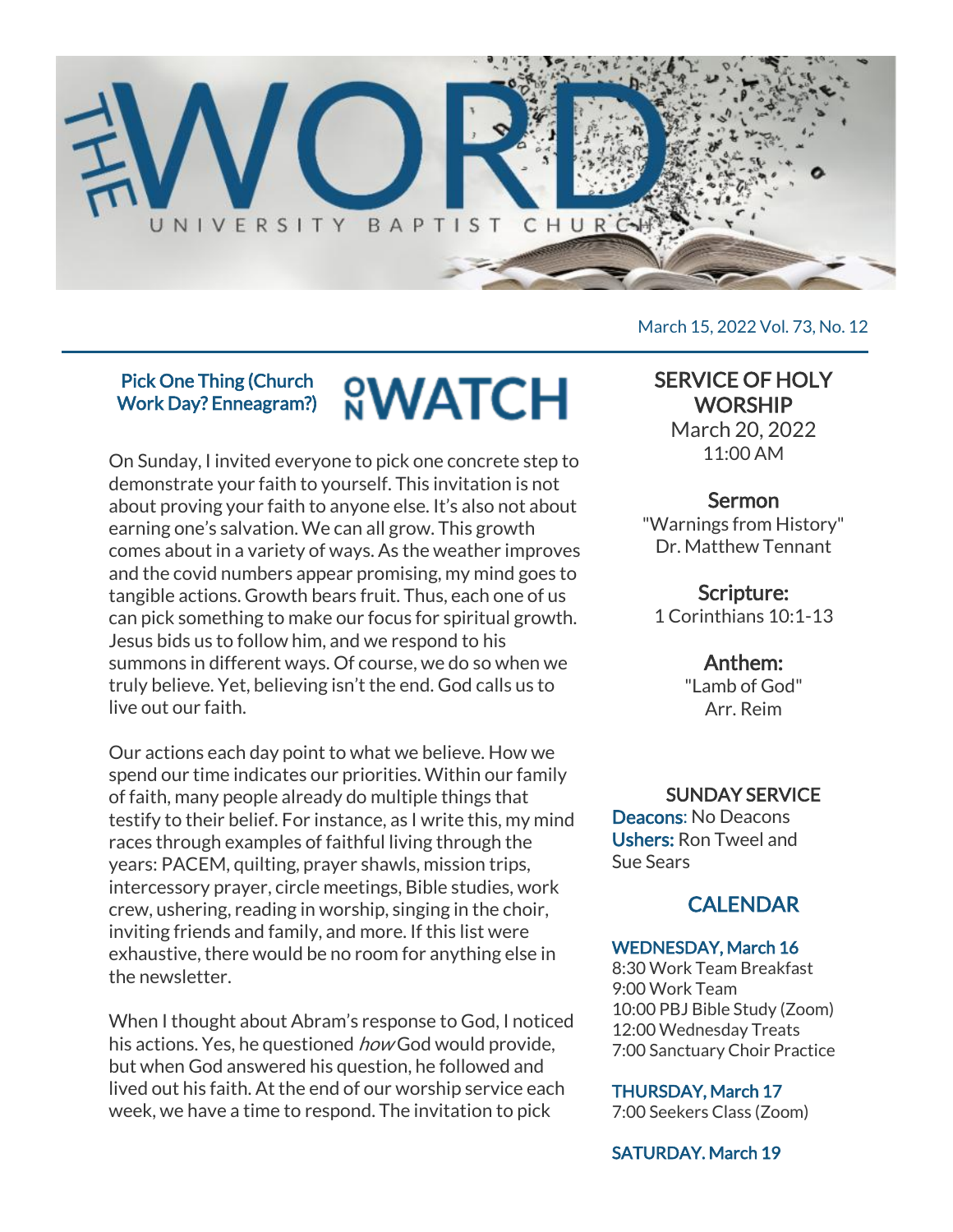# THE WORD

UNIVERSITY BAPTIST CHURCH

March 15, 2022 Vol. 73, No. 12

## Pick One Thing (Church Work Day? Enneagram?)

**ON WATCH**

On Sunday, I invited everyone to pick one concrete step to demonstrate your faith to yourself. This invitation is not about proving your faith to anyone else. It's also not about earning one's salvation. We can all grow. This growth comes about in a variety of ways. As the weather improves and the covid numbers appear promising, my mind goes to tangible actions. Growth bears fruit. Thus, each one of us can pick something to make our focus for spiritual growth. Jesus bids us to follow him, and we respond to his summons in different ways. Of course, we do so when we truly believe. Yet, believing isn't the end. God calls us to live out our faith.

Our actions each day point to what we believe. How we spend our time indicates our priorities. Within our family of faith, many people already do multiple things that testify to their belief. For instance, as I write this, my mind races through examples of faithful living through the years: PACEM, quilting, prayer shawls, mission trips, intercessory prayer, circle meetings, Bible studies, work crew, ushering, reading in worship, singing in the choir, inviting friends and family, and more. If this list were exhaustive, there would be no room for anything else in the newsletter.

When I thought about Abram's response to God, I noticed his actions. Yes, he questioned *how* God would provide, but when God answered his question, he followed and lived out his faith. At the end of our worship service each week, we have a time to respond. The invitation to pick

## SERVICE OF HOLY WORSHIP

March 20, 2022
11:00 AM

**Sermon**
"Warnings from History"
Dr. Matthew Tennant

**Scripture:**
1 Corinthians 10:1-13

**Anthem:**
"Lamb of God"
Arr. Reim

## SUNDAY SERVICE

**Deacons**: No Deacons
**Ushers:** Ron Tweel and Sue Sears

## CALENDAR

**WEDNESDAY, March 16**
8:30 Work Team Breakfast
9:00 Work Team
10:00 PBJ Bible Study (Zoom)
12:00 Wednesday Treats
7:00 Sanctuary Choir Practice

**THURSDAY, March 17**
7:00 Seekers Class (Zoom)

**SATURDAY. March 19**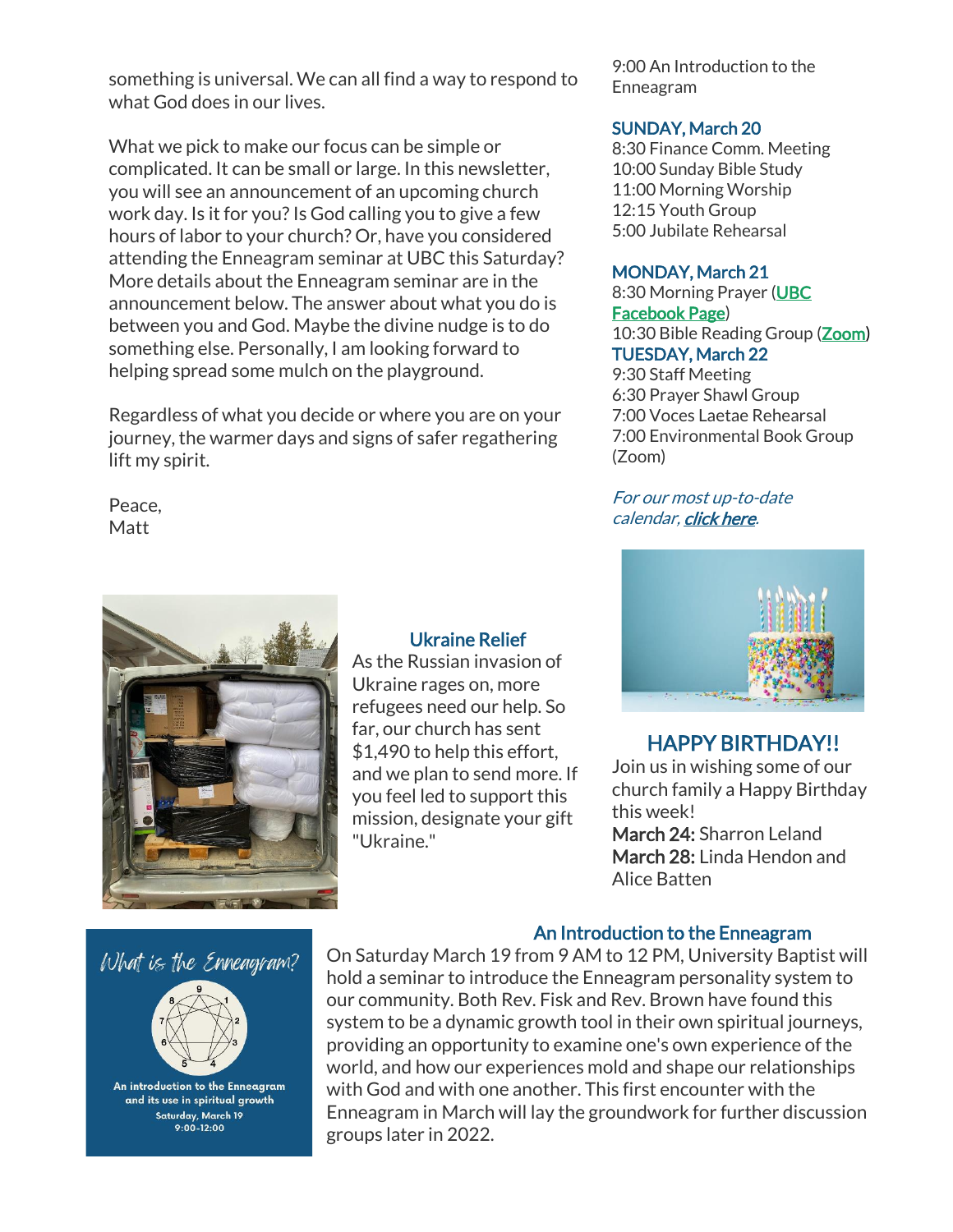something is universal. We can all find a way to respond to what God does in our lives.

What we pick to make our focus can be simple or complicated. It can be small or large. In this newsletter, you will see an announcement of an upcoming church work day. Is it for you? Is God calling you to give a few hours of labor to your church? Or, have you considered attending the Enneagram seminar at UBC this Saturday? More details about the Enneagram seminar are in the announcement below. The answer about what you do is between you and God. Maybe the divine nudge is to do something else. Personally, I am looking forward to helping spread some mulch on the playground.

Regardless of what you decide or where you are on your journey, the warmer days and signs of safer regathering lift my spirit.

Peace,
Matt

9:00 An Introduction to the Enneagram

### SUNDAY, March 20

8:30 Finance Comm. Meeting
10:00 Sunday Bible Study
11:00 Morning Worship
12:15 Youth Group
5:00 Jubilate Rehearsal

### MONDAY, March 21

8:30 Morning Prayer (UBC Facebook Page)
10:30 Bible Reading Group (Zoom)

### TUESDAY, March 22

9:30 Staff Meeting
6:30 Prayer Shawl Group
7:00 Voces Laetae Rehearsal
7:00 Environmental Book Group (Zoom)

*For our most up-to-date calendar, click here.*

## Ukraine Relief

As the Russian invasion of Ukraine rages on, more refugees need our help. So far, our church has sent $1,490 to help this effort, and we plan to send more. If you feel led to support this mission, designate your gift "Ukraine."

## HAPPY BIRTHDAY!!

Join us in wishing some of our church family a Happy Birthday this week!

**March 24:** Sharron Leland
**March 28:** Linda Hendon and Alice Batten

## An Introduction to the Enneagram

On Saturday March 19 from 9 AM to 12 PM, University Baptist will hold a seminar to introduce the Enneagram personality system to our community. Both Rev. Fisk and Rev. Brown have found this system to be a dynamic growth tool in their own spiritual journeys, providing an opportunity to examine one's own experience of the world, and how our experiences mold and shape our relationships with God and with one another. This first encounter with the Enneagram in March will lay the groundwork for further discussion groups later in 2022.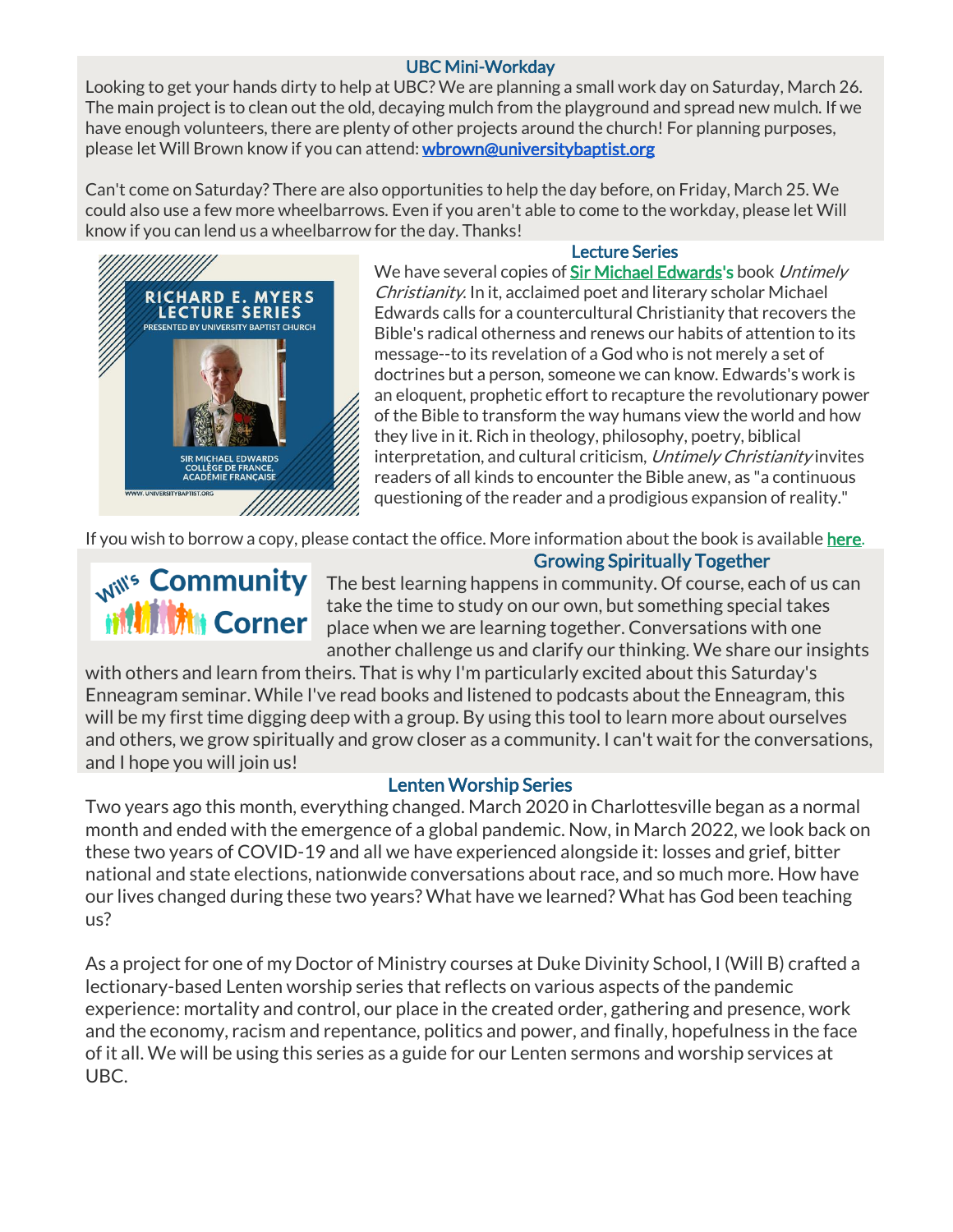## UBC Mini-Workday

Looking to get your hands dirty to help at UBC? We are planning a small work day on Saturday, March 26. The main project is to clean out the old, decaying mulch from the playground and spread new mulch. If we have enough volunteers, there are plenty of other projects around the church! For planning purposes, please let Will Brown know if you can attend: wbrown@universitybaptist.org

Can't come on Saturday? There are also opportunities to help the day before, on Friday, March 25. We could also use a few more wheelbarrows. Even if you aren't able to come to the workday, please let Will know if you can lend us a wheelbarrow for the day. Thanks!

## Lecture Series

We have several copies of Sir Michael Edwards's book *Untimely Christianity*. In it, acclaimed poet and literary scholar Michael Edwards calls for a countercultural Christianity that recovers the Bible's radical otherness and renews our habits of attention to its message--to its revelation of a God who is not merely a set of doctrines but a person, someone we can know. Edwards's work is an eloquent, prophetic effort to recapture the revolutionary power of the Bible to transform the way humans view the world and how they live in it. Rich in theology, philosophy, poetry, biblical interpretation, and cultural criticism, *Untimely Christianity* invites readers of all kinds to encounter the Bible anew, as "a continuous questioning of the reader and a prodigious expansion of reality."

If you wish to borrow a copy, please contact the office. More information about the book is available here.

## Growing Spiritually Together

The best learning happens in community. Of course, each of us can take the time to study on our own, but something special takes place when we are learning together. Conversations with one another challenge us and clarify our thinking. We share our insights with others and learn from theirs. That is why I'm particularly excited about this Saturday's Enneagram seminar. While I've read books and listened to podcasts about the Enneagram, this will be my first time digging deep with a group. By using this tool to learn more about ourselves and others, we grow spiritually and grow closer as a community. I can't wait for the conversations, and I hope you will join us!

## Lenten Worship Series

Two years ago this month, everything changed. March 2020 in Charlottesville began as a normal month and ended with the emergence of a global pandemic. Now, in March 2022, we look back on these two years of COVID-19 and all we have experienced alongside it: losses and grief, bitter national and state elections, nationwide conversations about race, and so much more. How have our lives changed during these two years? What have we learned? What has God been teaching us?

As a project for one of my Doctor of Ministry courses at Duke Divinity School, I (Will B) crafted a lectionary-based Lenten worship series that reflects on various aspects of the pandemic experience: mortality and control, our place in the created order, gathering and presence, work and the economy, racism and repentance, politics and power, and finally, hopefulness in the face of it all. We will be using this series as a guide for our Lenten sermons and worship services at UBC.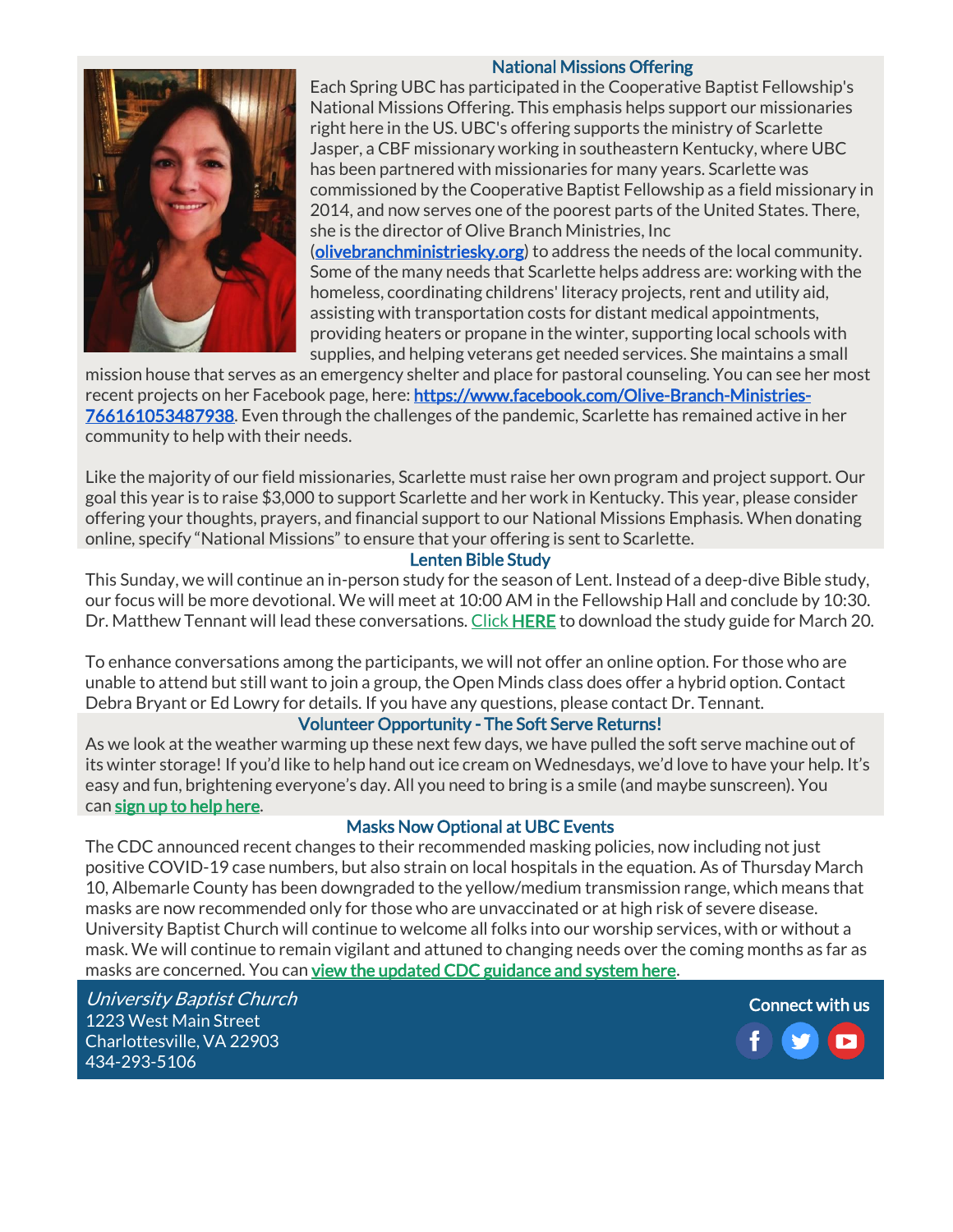## National Missions Offering

Each Spring UBC has participated in the Cooperative Baptist Fellowship's National Missions Offering. This emphasis helps support our missionaries right here in the US. UBC's offering supports the ministry of Scarlette Jasper, a CBF missionary working in southeastern Kentucky, where UBC has been partnered with missionaries for many years. Scarlette was commissioned by the Cooperative Baptist Fellowship as a field missionary in 2014, and now serves one of the poorest parts of the United States. There, she is the director of Olive Branch Ministries, Inc (olivebranchministriesky.org) to address the needs of the local community. Some of the many needs that Scarlette helps address are: working with the homeless, coordinating childrens' literacy projects, rent and utility aid, assisting with transportation costs for distant medical appointments, providing heaters or propane in the winter, supporting local schools with supplies, and helping veterans get needed services. She maintains a small mission house that serves as an emergency shelter and place for pastoral counseling. You can see her most recent projects on her Facebook page, here: https://www.facebook.com/Olive-Branch-Ministries-766161053487938. Even through the challenges of the pandemic, Scarlette has remained active in her community to help with their needs.

Like the majority of our field missionaries, Scarlette must raise her own program and project support. Our goal this year is to raise $3,000 to support Scarlette and her work in Kentucky. This year, please consider offering your thoughts, prayers, and financial support to our National Missions Emphasis. When donating online, specify "National Missions" to ensure that your offering is sent to Scarlette.

## Lenten Bible Study

This Sunday, we will continue an in-person study for the season of Lent. Instead of a deep-dive Bible study, our focus will be more devotional. We will meet at 10:00 AM in the Fellowship Hall and conclude by 10:30. Dr. Matthew Tennant will lead these conversations. Click **HERE** to download the study guide for March 20.

To enhance conversations among the participants, we will not offer an online option. For those who are unable to attend but still want to join a group, the Open Minds class does offer a hybrid option. Contact Debra Bryant or Ed Lowry for details. If you have any questions, please contact Dr. Tennant.

## Volunteer Opportunity - The Soft Serve Returns!

As we look at the weather warming up these next few days, we have pulled the soft serve machine out of its winter storage! If you'd like to help hand out ice cream on Wednesdays, we'd love to have your help. It's easy and fun, brightening everyone's day. All you need to bring is a smile (and maybe sunscreen). You can sign up to help here.

## Masks Now Optional at UBC Events

The CDC announced recent changes to their recommended masking policies, now including not just positive COVID-19 case numbers, but also strain on local hospitals in the equation. As of Thursday March 10, Albemarle County has been downgraded to the yellow/medium transmission range, which means that masks are now recommended only for those who are unvaccinated or at high risk of severe disease. University Baptist Church will continue to welcome all folks into our worship services, with or without a mask. We will continue to remain vigilant and attuned to changing needs over the coming months as far as masks are concerned. You can view the updated CDC guidance and system here.

*University Baptist Church*
1223 West Main Street
Charlottesville, VA 22903
434-293-5106

Connect with us